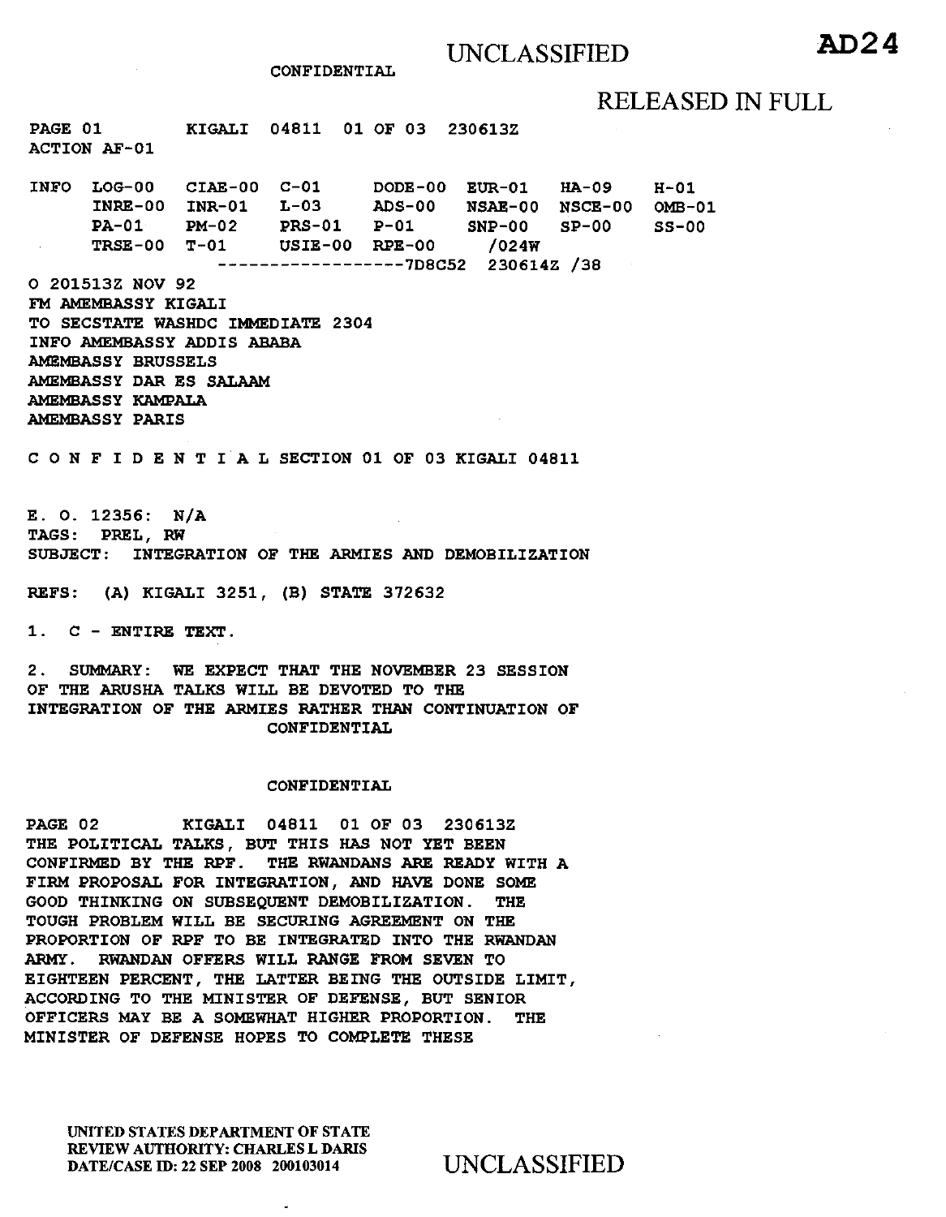KIGALI 04811 01 OF 03 230613Z

ACTION AF-01

INFO LOG-00 CIAE-00 C-01 DODE-00 EUR-01 HA-09 H-01
INRE-00 INR-01 L-03 ADS-00 NSAE-00 NSCE-00 OMB-01
PA-01 PM-02 PRS-01 P-01 SNP-00 SP-00 SS-00
TRSE-00 T-01 USIE-00 RPE-00 /024W
------------------7D8C52 230614Z /38

O 201513Z NOV 92
FM AMEMBASSY KIGALI
TO SECSTATE WASHDC IMMEDIATE 2304
INFO AMEMBASSY ADDIS ABABA
AMEMBASSY BRUSSELS
AMEMBASSY DAR ES SALAAM
AMEMBASSY KAMPALA
AMEMBASSY PARIS

C O N F I D E N T I A L SECTION 01 OF 03 KIGALI 04811

E. O. 12356: N/A
TAGS: PREL, RW
SUBJECT: INTEGRATION OF THE ARMIES AND DEMOBILIZATION

REFS: (A) KIGALI 3251, (B) STATE 372632

1. C - ENTIRE TEXT.

2. SUMMARY: WE EXPECT THAT THE NOVEMBER 23 SESSION OF THE ARUSHA TALKS WILL BE DEVOTED TO THE INTEGRATION OF THE ARMIES RATHER THAN CONTINUATION OF THE POLITICAL TALKS, BUT THIS HAS NOT YET BEEN CONFIRMED BY THE RPF. THE RWANDANS ARE READY WITH A FIRM PROPOSAL FOR INTEGRATION, AND HAVE DONE SOME GOOD THINKING ON SUBSEQUENT DEMOBILIZATION. THE TOUGH PROBLEM WILL BE SECURING AGREEMENT ON THE PROPORTION OF RPF TO BE INTEGRATED INTO THE RWANDAN ARMY. RWANDAN OFFERS WILL RANGE FROM SEVEN TO EIGHTEEN PERCENT, THE LATTER BEING THE OUTSIDE LIMIT, ACCORDING TO THE MINISTER OF DEFENSE, BUT SENIOR OFFICERS MAY BE A SOMEWHAT HIGHER PROPORTION. THE MINISTER OF DEFENSE HOPES TO COMPLETE THESE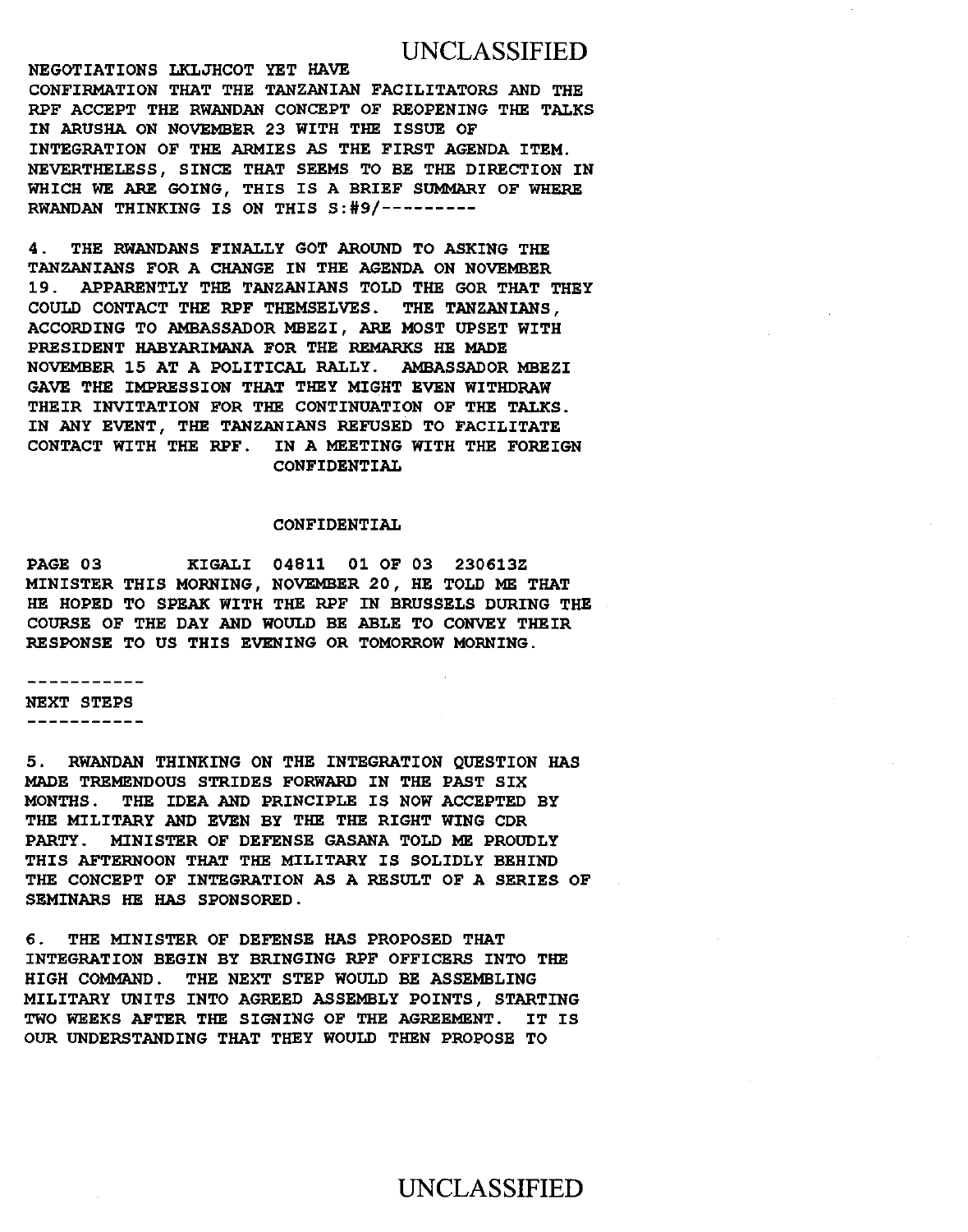NEGOTIATIONS LKLJHCOT YET HAVE CONFIRMATION THAT THE TANZANIAN FACILITATORS AND THE RPF ACCEPT THE RWANDAN CONCEPT OF REOPENING THE TALKS IN ARUSHA ON NOVEMBER 23 WITH THE ISSUE OF INTEGRATION OF THE ARMIES AS THE FIRST AGENDA ITEM. NEVERTHELESS, SINCE THAT SEEMS TO BE THE DIRECTION IN WHICH WE ARE GOING, THIS IS A BRIEF SUMMARY OF WHERE RWANDAN THINKING IS ON THIS S:#9/---------

4. THE RWANDANS FINALLY GOT AROUND TO ASKING THE TANZANIANS FOR A CHANGE IN THE AGENDA ON NOVEMBER 19. APPARENTLY THE TANZANIANS TOLD THE GOR THAT THEY COULD CONTACT THE RPF THEMSELVES. THE TANZANIANS, ACCORDING TO AMBASSADOR MBEZI, ARE MOST UPSET WITH PRESIDENT HABYARIMANA FOR THE REMARKS HE MADE NOVEMBER 15 AT A POLITICAL RALLY. AMBASSADOR MBEZI GAVE THE IMPRESSION THAT THEY MIGHT EVEN WITHDRAW THEIR INVITATION FOR THE CONTINUATION OF THE TALKS. IN ANY EVENT, THE TANZANIANS REFUSED TO FACILITATE CONTACT WITH THE RPF. IN A MEETING WITH THE FOREIGN

CONFIDENTIAL

CONFIDENTIAL

PAGE 03 KIGALI 04811 01 OF 03 230613Z

MINISTER THIS MORNING, NOVEMBER 20, HE TOLD ME THAT HE HOPED TO SPEAK WITH THE RPF IN BRUSSELS DURING THE COURSE OF THE DAY AND WOULD BE ABLE TO CONVEY THEIR RESPONSE TO US THIS EVENING OR TOMORROW MORNING.

-----------

NEXT STEPS

-----------

5. RWANDAN THINKING ON THE INTEGRATION QUESTION HAS MADE TREMENDOUS STRIDES FORWARD IN THE PAST SIX MONTHS. THE IDEA AND PRINCIPLE IS NOW ACCEPTED BY THE MILITARY AND EVEN BY THE THE RIGHT WING CDR PARTY. MINISTER OF DEFENSE GASANA TOLD ME PROUDLY THIS AFTERNOON THAT THE MILITARY IS SOLIDLY BEHIND THE CONCEPT OF INTEGRATION AS A RESULT OF A SERIES OF SEMINARS HE HAS SPONSORED.

6. THE MINISTER OF DEFENSE HAS PROPOSED THAT INTEGRATION BEGIN BY BRINGING RPF OFFICERS INTO THE HIGH COMMAND. THE NEXT STEP WOULD BE ASSEMBLING MILITARY UNITS INTO AGREED ASSEMBLY POINTS, STARTING TWO WEEKS AFTER THE SIGNING OF THE AGREEMENT. IT IS OUR UNDERSTANDING THAT THEY WOULD THEN PROPOSE TO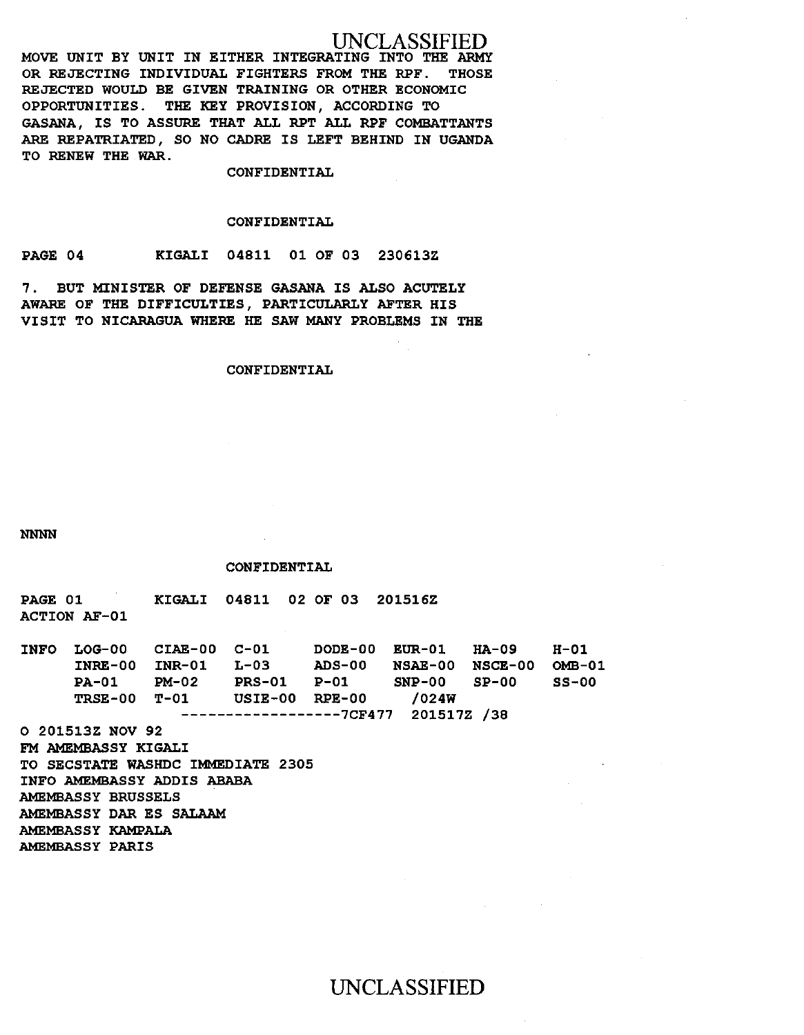MOVE UNIT BY UNIT IN EITHER INTEGRATING INTO THE ARMY OR REJECTING INDIVIDUAL FIGHTERS FROM THE RPF. THOSE REJECTED WOULD BE GIVEN TRAINING OR OTHER ECONOMIC OPPORTUNITIES. THE KEY PROVISION, ACCORDING TO GASANA, IS TO ASSURE THAT ALL RPT ALL RPF COMBATTANTS ARE REPATRIATED, SO NO CADRE IS LEFT BEHIND IN UGANDA TO RENEW THE WAR.

CONFIDENTIAL

CONFIDENTIAL

PAGE 04 KIGALI 04811 01 OF 03 230613Z

7. BUT MINISTER OF DEFENSE GASANA IS ALSO ACUTELY AWARE OF THE DIFFICULTIES, PARTICULARLY AFTER HIS VISIT TO NICARAGUA WHERE HE SAW MANY PROBLEMS IN THE

CONFIDENTIAL

NNNN

CONFIDENTIAL

PAGE 01 KIGALI 04811 02 OF 03 201516Z
ACTION AF-01

```
INFO  LOG-00   CIAE-00  C-01     DODE-00  EUR-01   HA-09    H-01
      INRE-00  INR-01   L-03     ADS-00   NSAE-00  NSCE-00  OMB-01
      PA-01    PM-02    PRS-01   P-01     SNP-00   SP-00    SS-00
      TRSE-00  T-01     USIE-00  RPE-00   /024W
                  ------------------7CF477  201517Z /38
```

O 201513Z NOV 92
FM AMEMBASSY KIGALI
TO SECSTATE WASHDC IMMEDIATE 2305
INFO AMEMBASSY ADDIS ABABA
AMEMBASSY BRUSSELS
AMEMBASSY DAR ES SALAAM
AMEMBASSY KAMPALA
AMEMBASSY PARIS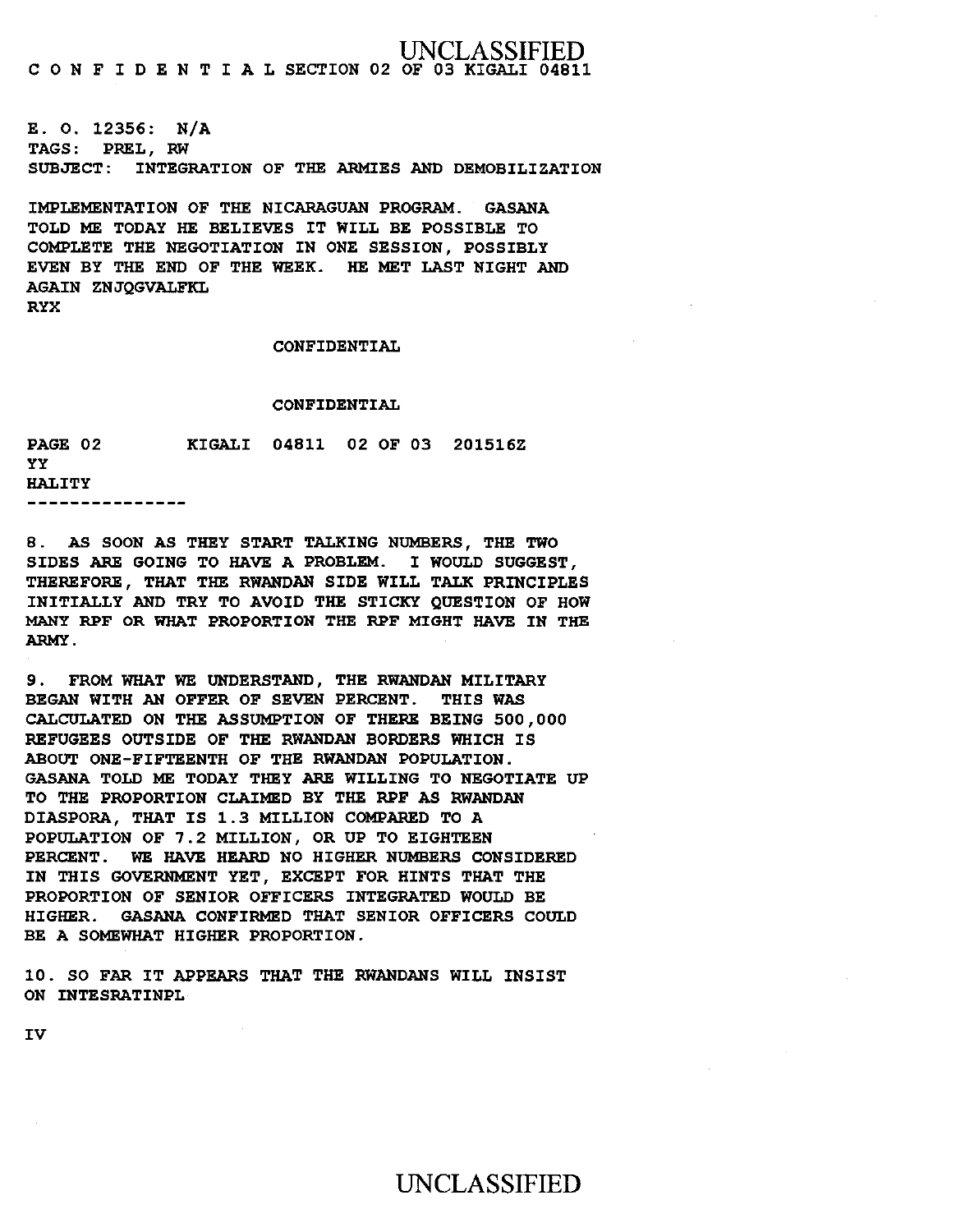C O N F I D E N T I A L SECTION 02 OF 03 KIGALI 04811

E. O. 12356: N/A
TAGS: PREL, RW
SUBJECT: INTEGRATION OF THE ARMIES AND DEMOBILIZATION

IMPLEMENTATION OF THE NICARAGUAN PROGRAM. GASANA TOLD ME TODAY HE BELIEVES IT WILL BE POSSIBLE TO COMPLETE THE NEGOTIATION IN ONE SESSION, POSSIBLY EVEN BY THE END OF THE WEEK. HE MET LAST NIGHT AND AGAIN ZNJQGVALFKL
RYX

CONFIDENTIAL

CONFIDENTIAL

PAGE 02 KIGALI 04811 02 OF 03 201516Z
YY
HALITY

---------------

8. AS SOON AS THEY START TALKING NUMBERS, THE TWO SIDES ARE GOING TO HAVE A PROBLEM. I WOULD SUGGEST, THEREFORE, THAT THE RWANDAN SIDE WILL TALK PRINCIPLES INITIALLY AND TRY TO AVOID THE STICKY QUESTION OF HOW MANY RPF OR WHAT PROPORTION THE RPF MIGHT HAVE IN THE ARMY.

9. FROM WHAT WE UNDERSTAND, THE RWANDAN MILITARY BEGAN WITH AN OFFER OF SEVEN PERCENT. THIS WAS CALCULATED ON THE ASSUMPTION OF THERE BEING 500,000 REFUGEES OUTSIDE OF THE RWANDAN BORDERS WHICH IS ABOUT ONE-FIFTEENTH OF THE RWANDAN POPULATION. GASANA TOLD ME TODAY THEY ARE WILLING TO NEGOTIATE UP TO THE PROPORTION CLAIMED BY THE RPF AS RWANDAN DIASPORA, THAT IS 1.3 MILLION COMPARED TO A POPULATION OF 7.2 MILLION, OR UP TO EIGHTEEN PERCENT. WE HAVE HEARD NO HIGHER NUMBERS CONSIDERED IN THIS GOVERNMENT YET, EXCEPT FOR HINTS THAT THE PROPORTION OF SENIOR OFFICERS INTEGRATED WOULD BE HIGHER. GASANA CONFIRMED THAT SENIOR OFFICERS COULD BE A SOMEWHAT HIGHER PROPORTION.

10. SO FAR IT APPEARS THAT THE RWANDANS WILL INSIST ON INTESRATINPL

IV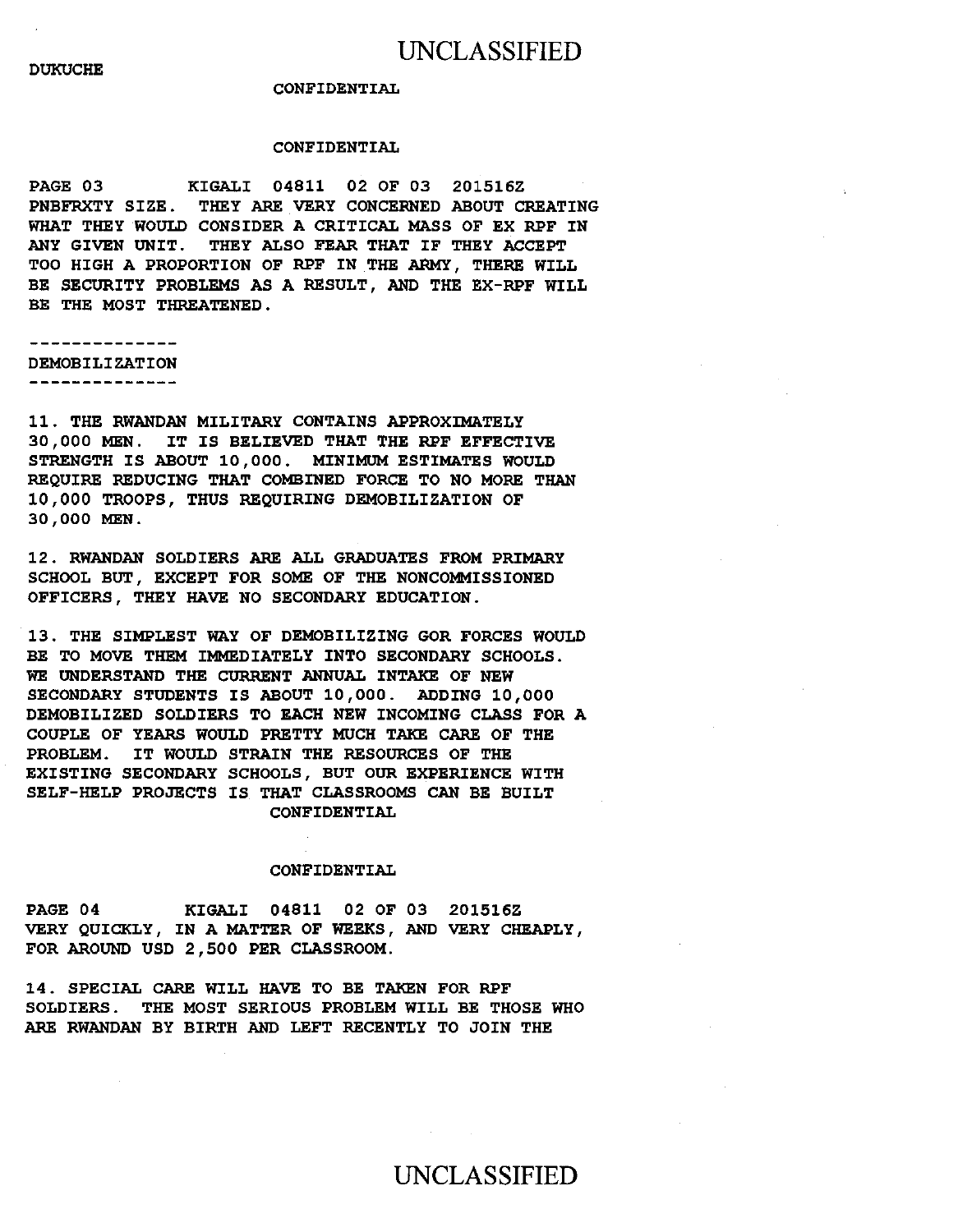PNBFRXTY SIZE. THEY ARE VERY CONCERNED ABOUT CREATING WHAT THEY WOULD CONSIDER A CRITICAL MASS OF EX RPF IN ANY GIVEN UNIT. THEY ALSO FEAR THAT IF THEY ACCEPT TOO HIGH A PROPORTION OF RPF IN THE ARMY, THERE WILL BE SECURITY PROBLEMS AS A RESULT, AND THE EX-RPF WILL BE THE MOST THREATENED.

## DEMOBILIZATION

11. THE RWANDAN MILITARY CONTAINS APPROXIMATELY 30,000 MEN. IT IS BELIEVED THAT THE RPF EFFECTIVE STRENGTH IS ABOUT 10,000. MINIMUM ESTIMATES WOULD REQUIRE REDUCING THAT COMBINED FORCE TO NO MORE THAN 10,000 TROOPS, THUS REQUIRING DEMOBILIZATION OF 30,000 MEN.

12. RWANDAN SOLDIERS ARE ALL GRADUATES FROM PRIMARY SCHOOL BUT, EXCEPT FOR SOME OF THE NONCOMMISSIONED OFFICERS, THEY HAVE NO SECONDARY EDUCATION.

13. THE SIMPLEST WAY OF DEMOBILIZING GOR FORCES WOULD BE TO MOVE THEM IMMEDIATELY INTO SECONDARY SCHOOLS. WE UNDERSTAND THE CURRENT ANNUAL INTAKE OF NEW SECONDARY STUDENTS IS ABOUT 10,000. ADDING 10,000 DEMOBILIZED SOLDIERS TO EACH NEW INCOMING CLASS FOR A COUPLE OF YEARS WOULD PRETTY MUCH TAKE CARE OF THE PROBLEM. IT WOULD STRAIN THE RESOURCES OF THE EXISTING SECONDARY SCHOOLS, BUT OUR EXPERIENCE WITH SELF-HELP PROJECTS IS THAT CLASSROOMS CAN BE BUILT VERY QUICKLY, IN A MATTER OF WEEKS, AND VERY CHEAPLY, FOR AROUND USD 2,500 PER CLASSROOM.

14. SPECIAL CARE WILL HAVE TO BE TAKEN FOR RPF SOLDIERS. THE MOST SERIOUS PROBLEM WILL BE THOSE WHO ARE RWANDAN BY BIRTH AND LEFT RECENTLY TO JOIN THE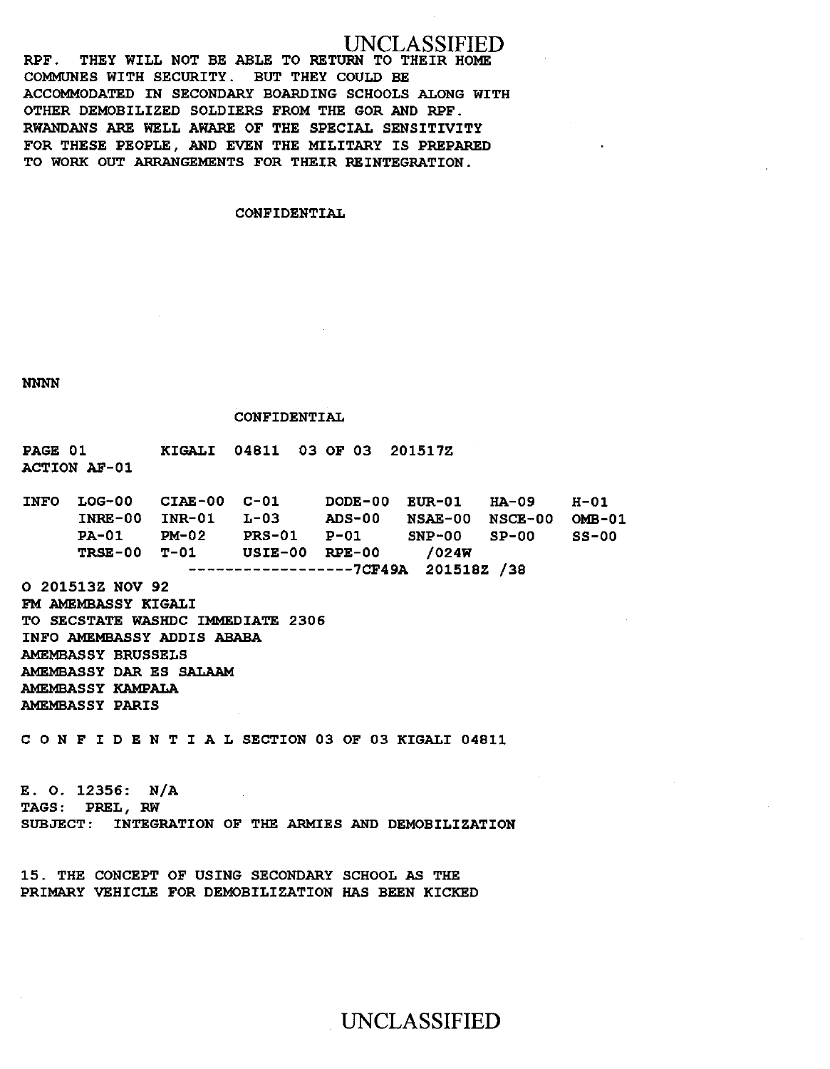RPF. THEY WILL NOT BE ABLE TO RETURN TO THEIR HOME COMMUNES WITH SECURITY. BUT THEY COULD BE ACCOMMODATED IN SECONDARY BOARDING SCHOOLS ALONG WITH OTHER DEMOBILIZED SOLDIERS FROM THE GOR AND RPF. RWANDANS ARE WELL AWARE OF THE SPECIAL SENSITIVITY FOR THESE PEOPLE, AND EVEN THE MILITARY IS PREPARED TO WORK OUT ARRANGEMENTS FOR THEIR REINTEGRATION.

CONFIDENTIAL

NNNN

CONFIDENTIAL

PAGE 01 KIGALI 04811 03 OF 03 201517Z
ACTION AF-01

```
INFO  LOG-00   CIAE-00  C-01     DODE-00  EUR-01   HA-09    H-01
      INRE-00  INR-01   L-03     ADS-00   NSAE-00  NSCE-00  OMB-01
      PA-01    PM-02    PRS-01   P-01     SNP-00   SP-00    SS-00
      TRSE-00  T-01     USIE-00  RPE-00     /024W
                  ------------------7CF49A  201518Z /38
```

O 201513Z NOV 92
FM AMEMBASSY KIGALI
TO SECSTATE WASHDC IMMEDIATE 2306
INFO AMEMBASSY ADDIS ABABA
AMEMBASSY BRUSSELS
AMEMBASSY DAR ES SALAAM
AMEMBASSY KAMPALA
AMEMBASSY PARIS

C O N F I D E N T I A L SECTION 03 OF 03 KIGALI 04811

E. O. 12356: N/A
TAGS: PREL, RW
SUBJECT: INTEGRATION OF THE ARMIES AND DEMOBILIZATION

15. THE CONCEPT OF USING SECONDARY SCHOOL AS THE PRIMARY VEHICLE FOR DEMOBILIZATION HAS BEEN KICKED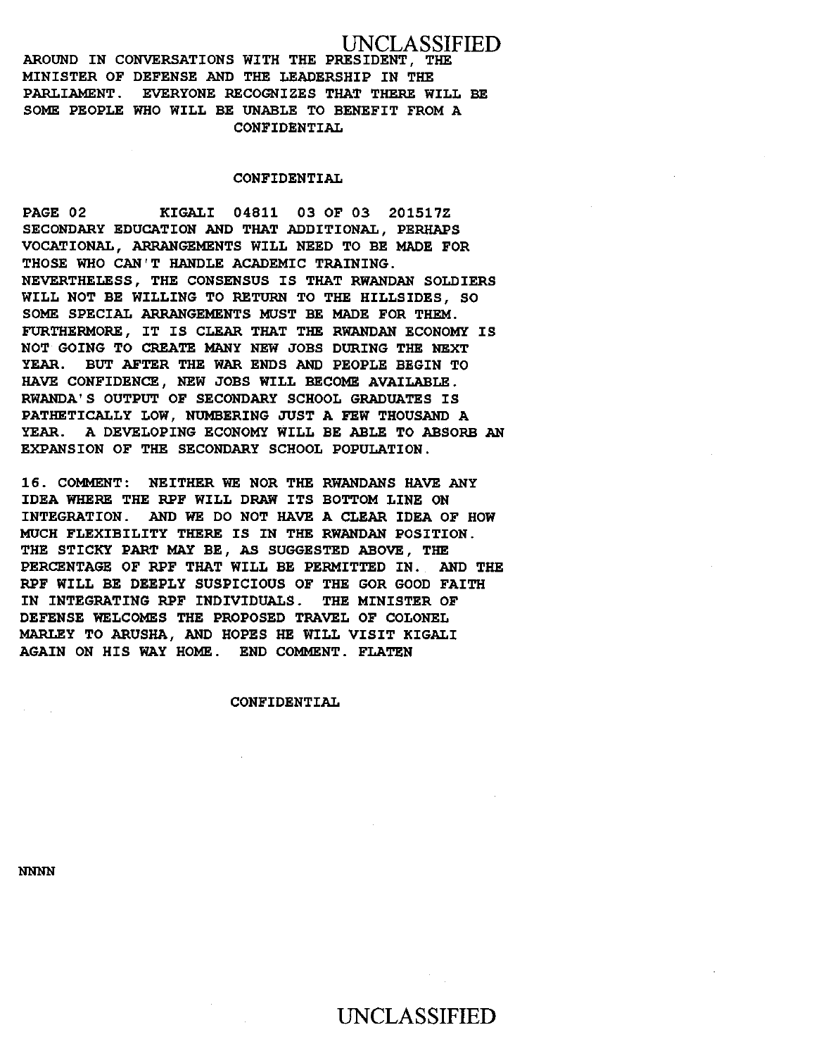AROUND IN CONVERSATIONS WITH THE PRESIDENT, THE MINISTER OF DEFENSE AND THE LEADERSHIP IN THE PARLIAMENT. EVERYONE RECOGNIZES THAT THERE WILL BE SOME PEOPLE WHO WILL BE UNABLE TO BENEFIT FROM A

CONFIDENTIAL

CONFIDENTIAL

PAGE 02 KIGALI 04811 03 OF 03 201517Z

SECONDARY EDUCATION AND THAT ADDITIONAL, PERHAPS VOCATIONAL, ARRANGEMENTS WILL NEED TO BE MADE FOR THOSE WHO CAN'T HANDLE ACADEMIC TRAINING. NEVERTHELESS, THE CONSENSUS IS THAT RWANDAN SOLDIERS WILL NOT BE WILLING TO RETURN TO THE HILLSIDES, SO SOME SPECIAL ARRANGEMENTS MUST BE MADE FOR THEM. FURTHERMORE, IT IS CLEAR THAT THE RWANDAN ECONOMY IS NOT GOING TO CREATE MANY NEW JOBS DURING THE NEXT YEAR. BUT AFTER THE WAR ENDS AND PEOPLE BEGIN TO HAVE CONFIDENCE, NEW JOBS WILL BECOME AVAILABLE. RWANDA'S OUTPUT OF SECONDARY SCHOOL GRADUATES IS PATHETICALLY LOW, NUMBERING JUST A FEW THOUSAND A YEAR. A DEVELOPING ECONOMY WILL BE ABLE TO ABSORB AN EXPANSION OF THE SECONDARY SCHOOL POPULATION.

16. COMMENT: NEITHER WE NOR THE RWANDANS HAVE ANY IDEA WHERE THE RPF WILL DRAW ITS BOTTOM LINE ON INTEGRATION. AND WE DO NOT HAVE A CLEAR IDEA OF HOW MUCH FLEXIBILITY THERE IS IN THE RWANDAN POSITION. THE STICKY PART MAY BE, AS SUGGESTED ABOVE, THE PERCENTAGE OF RPF THAT WILL BE PERMITTED IN. AND THE RPF WILL BE DEEPLY SUSPICIOUS OF THE GOR GOOD FAITH IN INTEGRATING RPF INDIVIDUALS. THE MINISTER OF DEFENSE WELCOMES THE PROPOSED TRAVEL OF COLONEL MARLEY TO ARUSHA, AND HOPES HE WILL VISIT KIGALI AGAIN ON HIS WAY HOME. END COMMENT. FLATEN

CONFIDENTIAL

NNNN